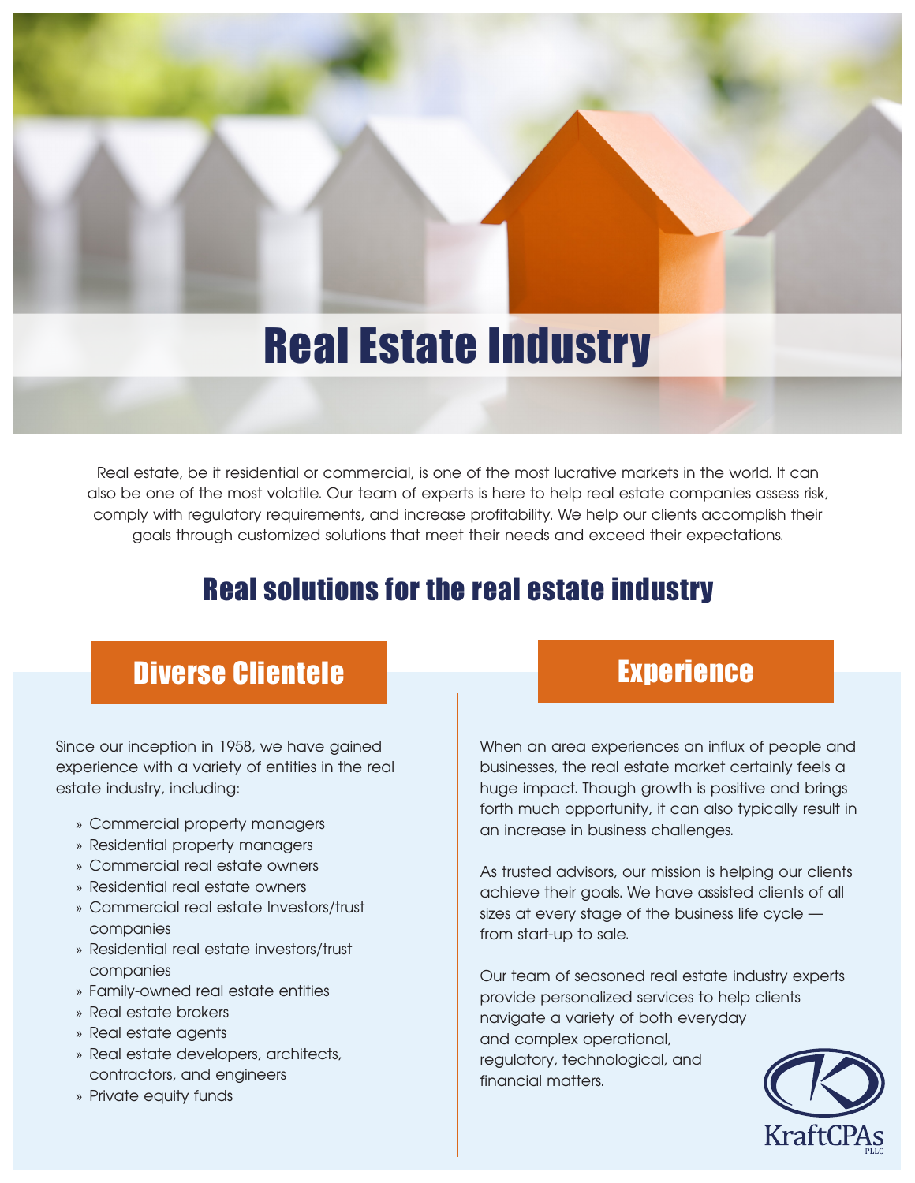# Real Estate Industry

Real estate, be it residential or commercial, is one of the most lucrative markets in the world. It can also be one of the most volatile. Our team of experts is here to help real estate companies assess risk, comply with regulatory requirements, and increase profitability. We help our clients accomplish their goals through customized solutions that meet their needs and exceed their expectations.

## Real solutions for the real estate industry

### Diverse Clientele

Since our inception in 1958, we have gained experience with a variety of entities in the real estate industry, including:

- Commercial property managers
- Residential property managers
- Commercial real estate owners
- Residential real estate owners
- Commercial real estate Investors/trust companies
- Residential real estate investors/trust companies
- Family-owned real estate entities
- Real estate brokers
- Real estate agents
- Real estate developers, architects, contractors, and engineers
- Private equity funds

### Experience

When an area experiences an influx of people and businesses, the real estate market certainly feels a huge impact. Though growth is positive and brings forth much opportunity, it can also typically result in an increase in business challenges.

As trusted advisors, our mission is helping our clients achieve their goals. We have assisted clients of all sizes at every stage of the business life cycle — from start-up to sale.

Our team of seasoned real estate industry experts provide personalized services to help clients navigate a variety of both everyday and complex operational, regulatory, technological, and financial matters.

KraftCPAs PLLC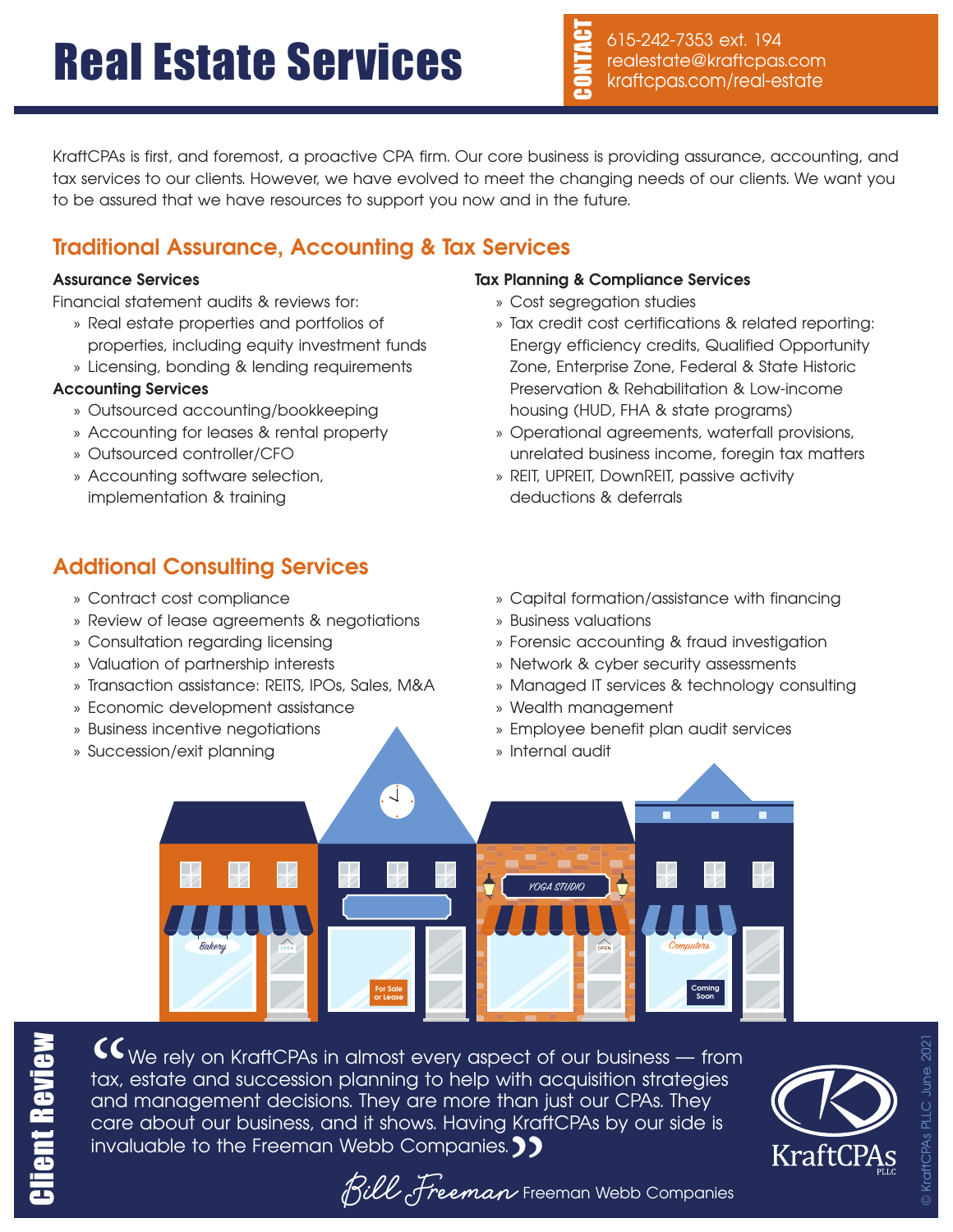# Real Estate Services

**CONTACT**

615-242-7353 ext. 194
realestate@kraftcpas.com
kraftcpas.com/real-estate

KraftCPAs is first, and foremost, a proactive CPA firm. Our core business is providing assurance, accounting, and tax services to our clients. However, we have evolved to meet the changing needs of our clients. We want you to be assured that we have resources to support you now and in the future.

## Traditional Assurance, Accounting & Tax Services

**Assurance Services**

Financial statement audits & reviews for:

- Real estate properties and portfolios of properties, including equity investment funds
- Licensing, bonding & lending requirements

**Accounting Services**

- Outsourced accounting/bookkeeping
- Accounting for leases & rental property
- Outsourced controller/CFO
- Accounting software selection, implementation & training

**Tax Planning & Compliance Services**

- Cost segregation studies
- Tax credit cost certifications & related reporting: Energy efficiency credits, Qualified Opportunity Zone, Enterprise Zone, Federal & State Historic Preservation & Rehabilitation & Low-income housing (HUD, FHA & state programs)
- Operational agreements, waterfall provisions, unrelated business income, foregin tax matters
- REIT, UPREIT, DownREIT, passive activity deductions & deferrals

## Addtional Consulting Services

- Contract cost compliance
- Review of lease agreements & negotiations
- Consultation regarding licensing
- Valuation of partnership interests
- Transaction assistance: REITS, IPOs, Sales, M&A
- Economic development assistance
- Business incentive negotiations
- Succession/exit planning
- Capital formation/assistance with financing
- Business valuations
- Forensic accounting & fraud investigation
- Network & cyber security assessments
- Managed IT services & technology consulting
- Wealth management
- Employee benefit plan audit services
- Internal audit

## Client Review

"We rely on KraftCPAs in almost every aspect of our business — from tax, estate and succession planning to help with acquisition strategies and management decisions. They are more than just our CPAs. They care about our business, and it shows. Having KraftCPAs by our side is invaluable to the Freeman Webb Companies."

Bill Freeman, Freeman Webb Companies

KraftCPAs PLLC

© KraftCPAs PLLC June. 2021